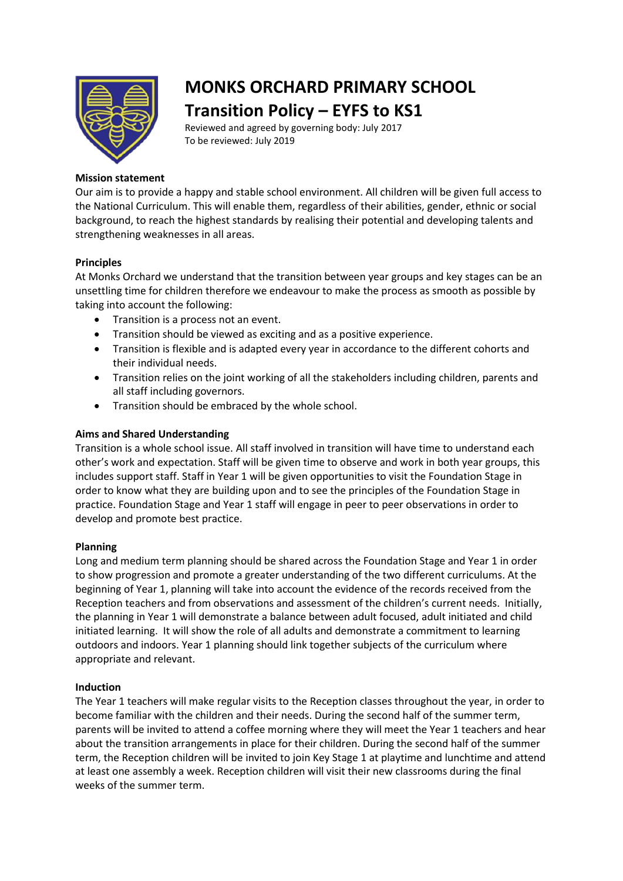# MONKS ORCHARD PRIMARY SCHOOL

# Transition Policy – EYFS to KS1

Reviewed and agreed by governing body: July 2017
To be reviewed: July 2019

**Mission statement**

Our aim is to provide a happy and stable school environment. All children will be given full access to the National Curriculum. This will enable them, regardless of their abilities, gender, ethnic or social background, to reach the highest standards by realising their potential and developing talents and strengthening weaknesses in all areas.

**Principles**

At Monks Orchard we understand that the transition between year groups and key stages can be an unsettling time for children therefore we endeavour to make the process as smooth as possible by taking into account the following:

- Transition is a process not an event.
- Transition should be viewed as exciting and as a positive experience.
- Transition is flexible and is adapted every year in accordance to the different cohorts and their individual needs.
- Transition relies on the joint working of all the stakeholders including children, parents and all staff including governors.
- Transition should be embraced by the whole school.

**Aims and Shared Understanding**

Transition is a whole school issue. All staff involved in transition will have time to understand each other's work and expectation. Staff will be given time to observe and work in both year groups, this includes support staff. Staff in Year 1 will be given opportunities to visit the Foundation Stage in order to know what they are building upon and to see the principles of the Foundation Stage in practice. Foundation Stage and Year 1 staff will engage in peer to peer observations in order to develop and promote best practice.

**Planning**

Long and medium term planning should be shared across the Foundation Stage and Year 1 in order to show progression and promote a greater understanding of the two different curriculums. At the beginning of Year 1, planning will take into account the evidence of the records received from the Reception teachers and from observations and assessment of the children's current needs. Initially, the planning in Year 1 will demonstrate a balance between adult focused, adult initiated and child initiated learning. It will show the role of all adults and demonstrate a commitment to learning outdoors and indoors. Year 1 planning should link together subjects of the curriculum where appropriate and relevant.

**Induction**

The Year 1 teachers will make regular visits to the Reception classes throughout the year, in order to become familiar with the children and their needs. During the second half of the summer term, parents will be invited to attend a coffee morning where they will meet the Year 1 teachers and hear about the transition arrangements in place for their children. During the second half of the summer term, the Reception children will be invited to join Key Stage 1 at playtime and lunchtime and attend at least one assembly a week. Reception children will visit their new classrooms during the final weeks of the summer term.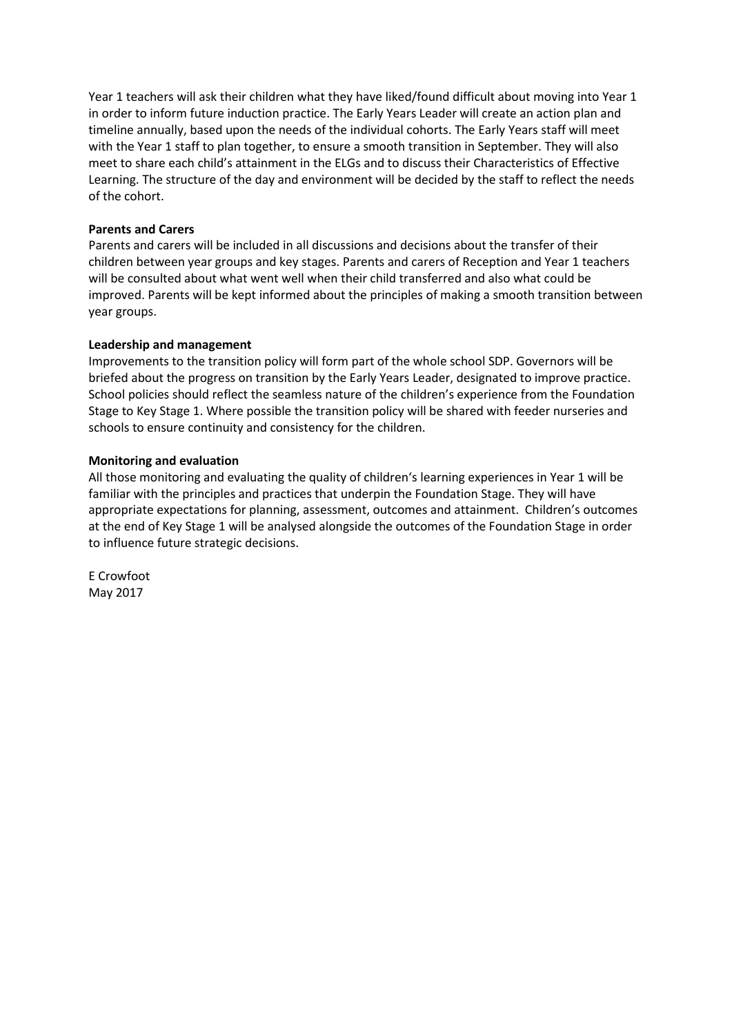Year 1 teachers will ask their children what they have liked/found difficult about moving into Year 1 in order to inform future induction practice. The Early Years Leader will create an action plan and timeline annually, based upon the needs of the individual cohorts. The Early Years staff will meet with the Year 1 staff to plan together, to ensure a smooth transition in September. They will also meet to share each child's attainment in the ELGs and to discuss their Characteristics of Effective Learning. The structure of the day and environment will be decided by the staff to reflect the needs of the cohort.

**Parents and Carers**

Parents and carers will be included in all discussions and decisions about the transfer of their children between year groups and key stages. Parents and carers of Reception and Year 1 teachers will be consulted about what went well when their child transferred and also what could be improved. Parents will be kept informed about the principles of making a smooth transition between year groups.

**Leadership and management**

Improvements to the transition policy will form part of the whole school SDP. Governors will be briefed about the progress on transition by the Early Years Leader, designated to improve practice. School policies should reflect the seamless nature of the children's experience from the Foundation Stage to Key Stage 1. Where possible the transition policy will be shared with feeder nurseries and schools to ensure continuity and consistency for the children.

**Monitoring and evaluation**

All those monitoring and evaluating the quality of children's learning experiences in Year 1 will be familiar with the principles and practices that underpin the Foundation Stage. They will have appropriate expectations for planning, assessment, outcomes and attainment. Children's outcomes at the end of Key Stage 1 will be analysed alongside the outcomes of the Foundation Stage in order to influence future strategic decisions.

E Crowfoot
May 2017